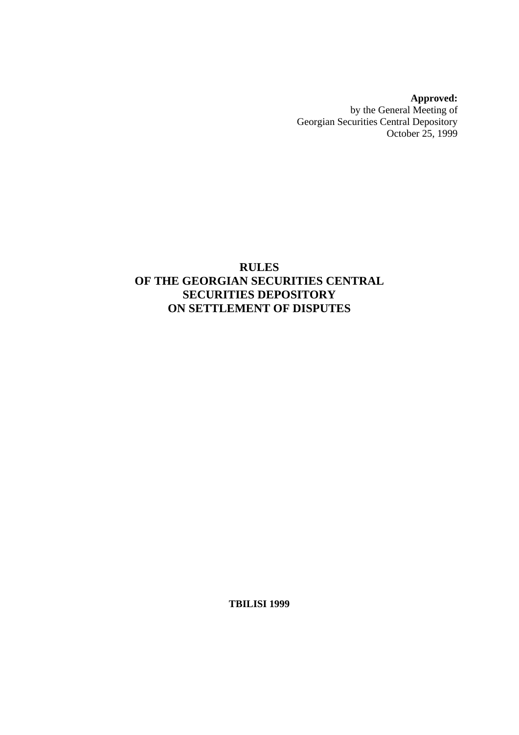**Approved:**
by the General Meeting of
Georgian Securities Central Depository
October 25, 1999

# RULES OF THE GEORGIAN SECURITIES CENTRAL SECURITIES DEPOSITORY ON SETTLEMENT OF DISPUTES

**TBILISI 1999**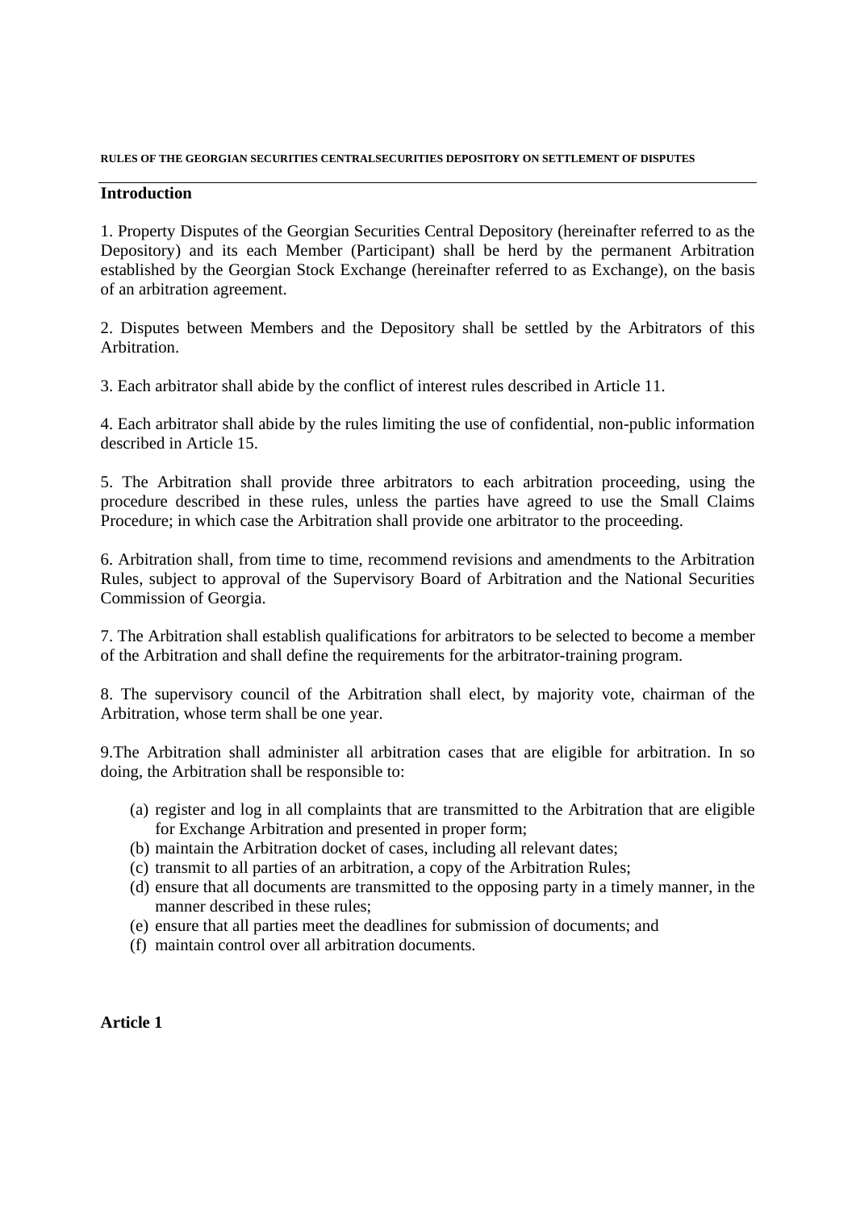**RULES OF THE GEORGIAN SECURITIES CENTRALSECURITIES DEPOSITORY ON SETTLEMENT OF DISPUTES**

## Introduction

1. Property Disputes of the Georgian Securities Central Depository (hereinafter referred to as the Depository) and its each Member (Participant) shall be herd by the permanent Arbitration established by the Georgian Stock Exchange (hereinafter referred to as Exchange), on the basis of an arbitration agreement.

2. Disputes between Members and the Depository shall be settled by the Arbitrators of this Arbitration.

3. Each arbitrator shall abide by the conflict of interest rules described in Article 11.

4. Each arbitrator shall abide by the rules limiting the use of confidential, non-public information described in Article 15.

5. The Arbitration shall provide three arbitrators to each arbitration proceeding, using the procedure described in these rules, unless the parties have agreed to use the Small Claims Procedure; in which case the Arbitration shall provide one arbitrator to the proceeding.

6. Arbitration shall, from time to time, recommend revisions and amendments to the Arbitration Rules, subject to approval of the Supervisory Board of Arbitration and the National Securities Commission of Georgia.

7. The Arbitration shall establish qualifications for arbitrators to be selected to become a member of the Arbitration and shall define the requirements for the arbitrator-training program.

8. The supervisory council of the Arbitration shall elect, by majority vote, chairman of the Arbitration, whose term shall be one year.

9.The Arbitration shall administer all arbitration cases that are eligible for arbitration. In so doing, the Arbitration shall be responsible to:

(a) register and log in all complaints that are transmitted to the Arbitration that are eligible for Exchange Arbitration and presented in proper form;
(b) maintain the Arbitration docket of cases, including all relevant dates;
(c) transmit to all parties of an arbitration, a copy of the Arbitration Rules;
(d) ensure that all documents are transmitted to the opposing party in a timely manner, in the manner described in these rules;
(e) ensure that all parties meet the deadlines for submission of documents; and
(f) maintain control over all arbitration documents.

## Article 1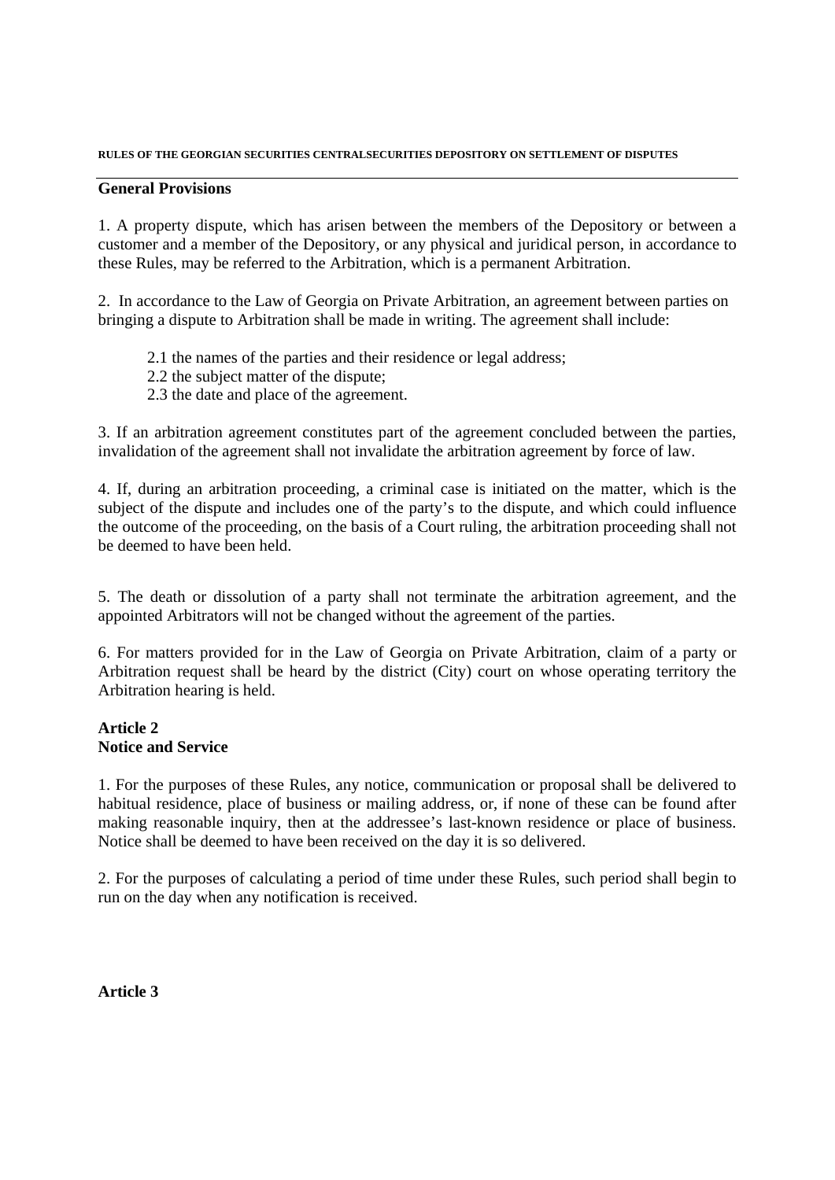**RULES OF THE GEORGIAN SECURITIES CENTRALSECURITIES DEPOSITORY ON SETTLEMENT OF DISPUTES**

## General Provisions

1. A property dispute, which has arisen between the members of the Depository or between a customer and a member of the Depository, or any physical and juridical person, in accordance to these Rules, may be referred to the Arbitration, which is a permanent Arbitration.

2. In accordance to the Law of Georgia on Private Arbitration, an agreement between parties on bringing a dispute to Arbitration shall be made in writing. The agreement shall include:

   2.1 the names of the parties and their residence or legal address;
   2.2 the subject matter of the dispute;
   2.3 the date and place of the agreement.

3. If an arbitration agreement constitutes part of the agreement concluded between the parties, invalidation of the agreement shall not invalidate the arbitration agreement by force of law.

4. If, during an arbitration proceeding, a criminal case is initiated on the matter, which is the subject of the dispute and includes one of the party's to the dispute, and which could influence the outcome of the proceeding, on the basis of a Court ruling, the arbitration proceeding shall not be deemed to have been held.

5. The death or dissolution of a party shall not terminate the arbitration agreement, and the appointed Arbitrators will not be changed without the agreement of the parties.

6. For matters provided for in the Law of Georgia on Private Arbitration, claim of a party or Arbitration request shall be heard by the district (City) court on whose operating territory the Arbitration hearing is held.

## Article 2
## Notice and Service

1. For the purposes of these Rules, any notice, communication or proposal shall be delivered to habitual residence, place of business or mailing address, or, if none of these can be found after making reasonable inquiry, then at the addressee's last-known residence or place of business. Notice shall be deemed to have been received on the day it is so delivered.

2. For the purposes of calculating a period of time under these Rules, such period shall begin to run on the day when any notification is received.

## Article 3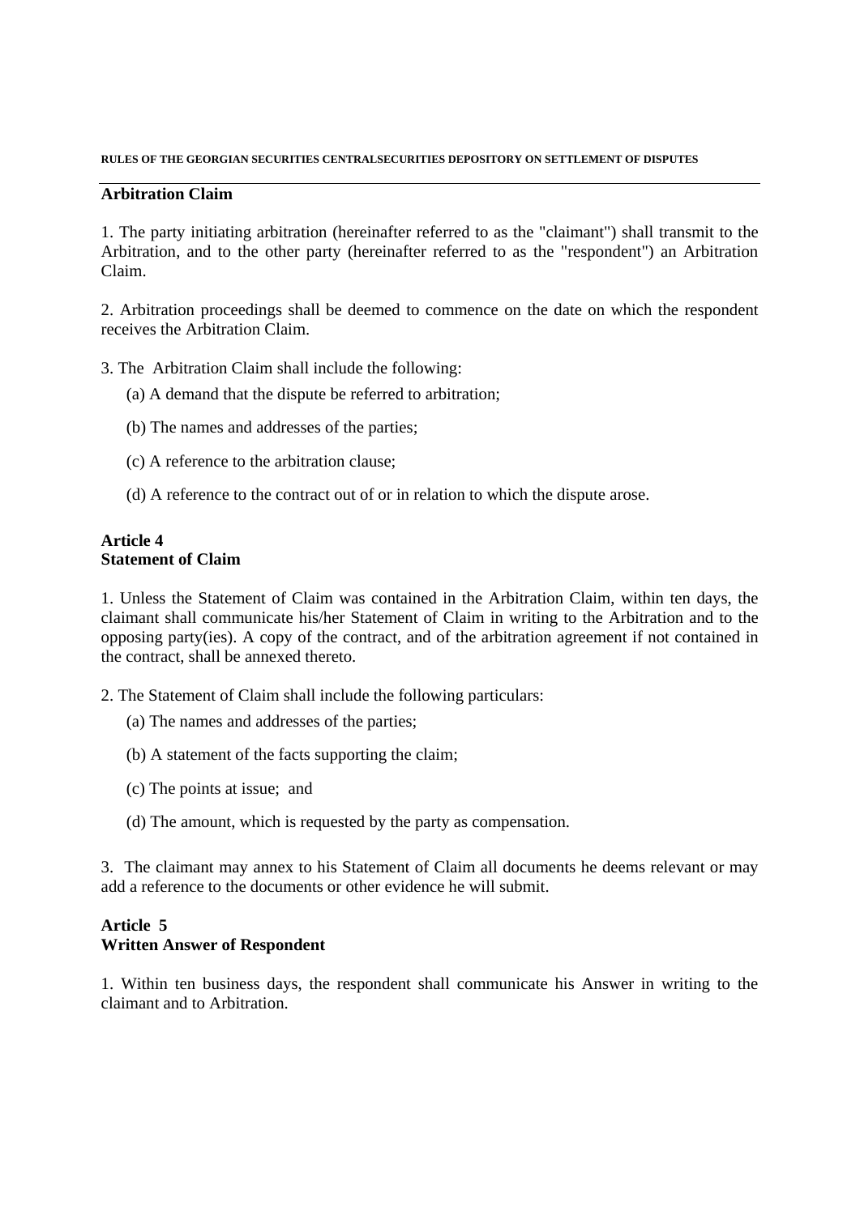## Arbitration Claim

1. The party initiating arbitration (hereinafter referred to as the "claimant") shall transmit to the Arbitration, and to the other party (hereinafter referred to as the "respondent") an Arbitration Claim.

2. Arbitration proceedings shall be deemed to commence on the date on which the respondent receives the Arbitration Claim.

3. The Arbitration Claim shall include the following:

   (a) A demand that the dispute be referred to arbitration;

   (b) The names and addresses of the parties;

   (c) A reference to the arbitration clause;

   (d) A reference to the contract out of or in relation to which the dispute arose.

## Article 4
## Statement of Claim

1. Unless the Statement of Claim was contained in the Arbitration Claim, within ten days, the claimant shall communicate his/her Statement of Claim in writing to the Arbitration and to the opposing party(ies). A copy of the contract, and of the arbitration agreement if not contained in the contract, shall be annexed thereto.

2. The Statement of Claim shall include the following particulars:

   (a) The names and addresses of the parties;

   (b) A statement of the facts supporting the claim;

   (c) The points at issue; and

   (d) The amount, which is requested by the party as compensation.

3. The claimant may annex to his Statement of Claim all documents he deems relevant or may add a reference to the documents or other evidence he will submit.

## Article 5
## Written Answer of Respondent

1. Within ten business days, the respondent shall communicate his Answer in writing to the claimant and to Arbitration.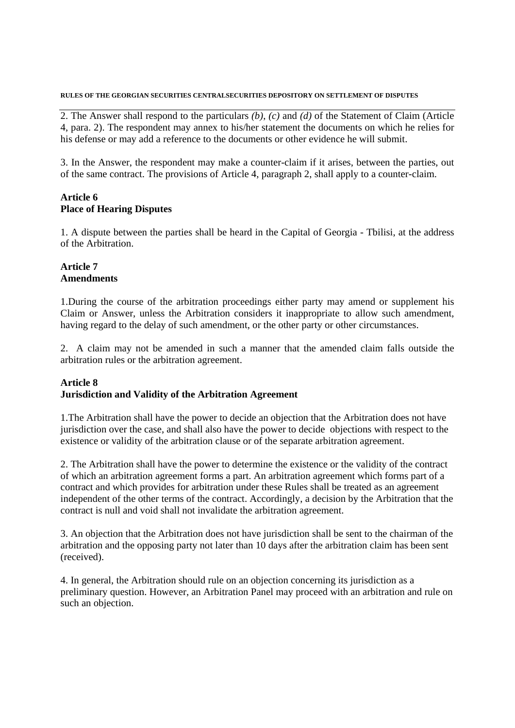2. The Answer shall respond to the particulars *(b), (c)* and *(d)* of the Statement of Claim (Article 4, para. 2). The respondent may annex to his/her statement the documents on which he relies for his defense or may add a reference to the documents or other evidence he will submit.

3. In the Answer, the respondent may make a counter-claim if it arises, between the parties, out of the same contract. The provisions of Article 4, paragraph 2, shall apply to a counter-claim.

**Article 6**
**Place of Hearing Disputes**

1. A dispute between the parties shall be heard in the Capital of Georgia - Tbilisi, at the address of the Arbitration.

**Article 7**
**Amendments**

1.During the course of the arbitration proceedings either party may amend or supplement his Claim or Answer, unless the Arbitration considers it inappropriate to allow such amendment, having regard to the delay of such amendment, or the other party or other circumstances.

2. A claim may not be amended in such a manner that the amended claim falls outside the arbitration rules or the arbitration agreement.

**Article 8**
**Jurisdiction and Validity of the Arbitration Agreement**

1.The Arbitration shall have the power to decide an objection that the Arbitration does not have jurisdiction over the case, and shall also have the power to decide objections with respect to the existence or validity of the arbitration clause or of the separate arbitration agreement.

2. The Arbitration shall have the power to determine the existence or the validity of the contract of which an arbitration agreement forms a part. An arbitration agreement which forms part of a contract and which provides for arbitration under these Rules shall be treated as an agreement independent of the other terms of the contract. Accordingly, a decision by the Arbitration that the contract is null and void shall not invalidate the arbitration agreement.

3. An objection that the Arbitration does not have jurisdiction shall be sent to the chairman of the arbitration and the opposing party not later than 10 days after the arbitration claim has been sent (received).

4. In general, the Arbitration should rule on an objection concerning its jurisdiction as a preliminary question. However, an Arbitration Panel may proceed with an arbitration and rule on such an objection.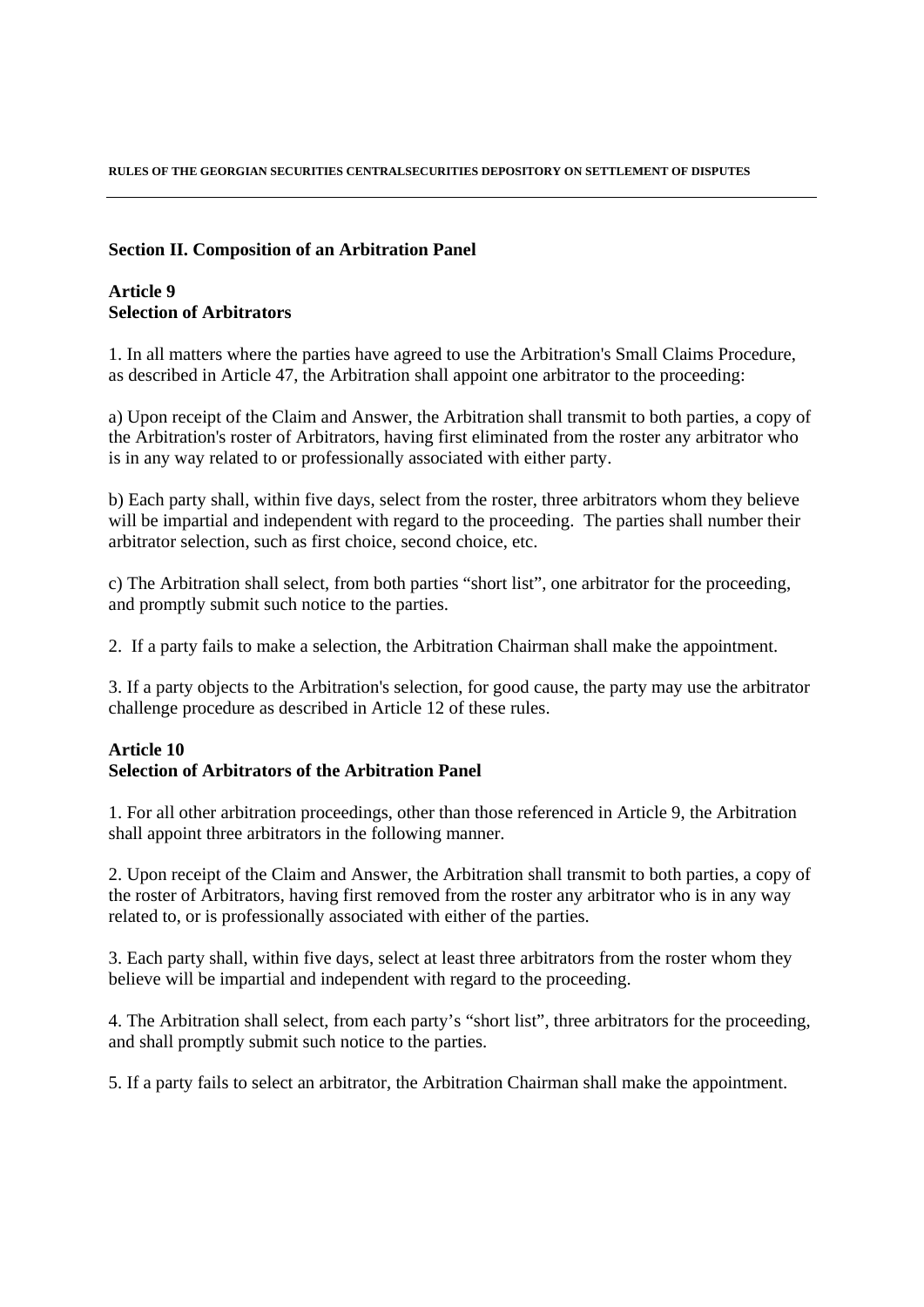## Section II. Composition of an Arbitration Panel

### Article 9
### Selection of Arbitrators

1. In all matters where the parties have agreed to use the Arbitration's Small Claims Procedure, as described in Article 47, the Arbitration shall appoint one arbitrator to the proceeding:

a) Upon receipt of the Claim and Answer, the Arbitration shall transmit to both parties, a copy of the Arbitration's roster of Arbitrators, having first eliminated from the roster any arbitrator who is in any way related to or professionally associated with either party.

b) Each party shall, within five days, select from the roster, three arbitrators whom they believe will be impartial and independent with regard to the proceeding. The parties shall number their arbitrator selection, such as first choice, second choice, etc.

c) The Arbitration shall select, from both parties "short list", one arbitrator for the proceeding, and promptly submit such notice to the parties.

2. If a party fails to make a selection, the Arbitration Chairman shall make the appointment.

3. If a party objects to the Arbitration's selection, for good cause, the party may use the arbitrator challenge procedure as described in Article 12 of these rules.

### Article 10
### Selection of Arbitrators of the Arbitration Panel

1. For all other arbitration proceedings, other than those referenced in Article 9, the Arbitration shall appoint three arbitrators in the following manner.

2. Upon receipt of the Claim and Answer, the Arbitration shall transmit to both parties, a copy of the roster of Arbitrators, having first removed from the roster any arbitrator who is in any way related to, or is professionally associated with either of the parties.

3. Each party shall, within five days, select at least three arbitrators from the roster whom they believe will be impartial and independent with regard to the proceeding.

4. The Arbitration shall select, from each party's "short list", three arbitrators for the proceeding, and shall promptly submit such notice to the parties.

5. If a party fails to select an arbitrator, the Arbitration Chairman shall make the appointment.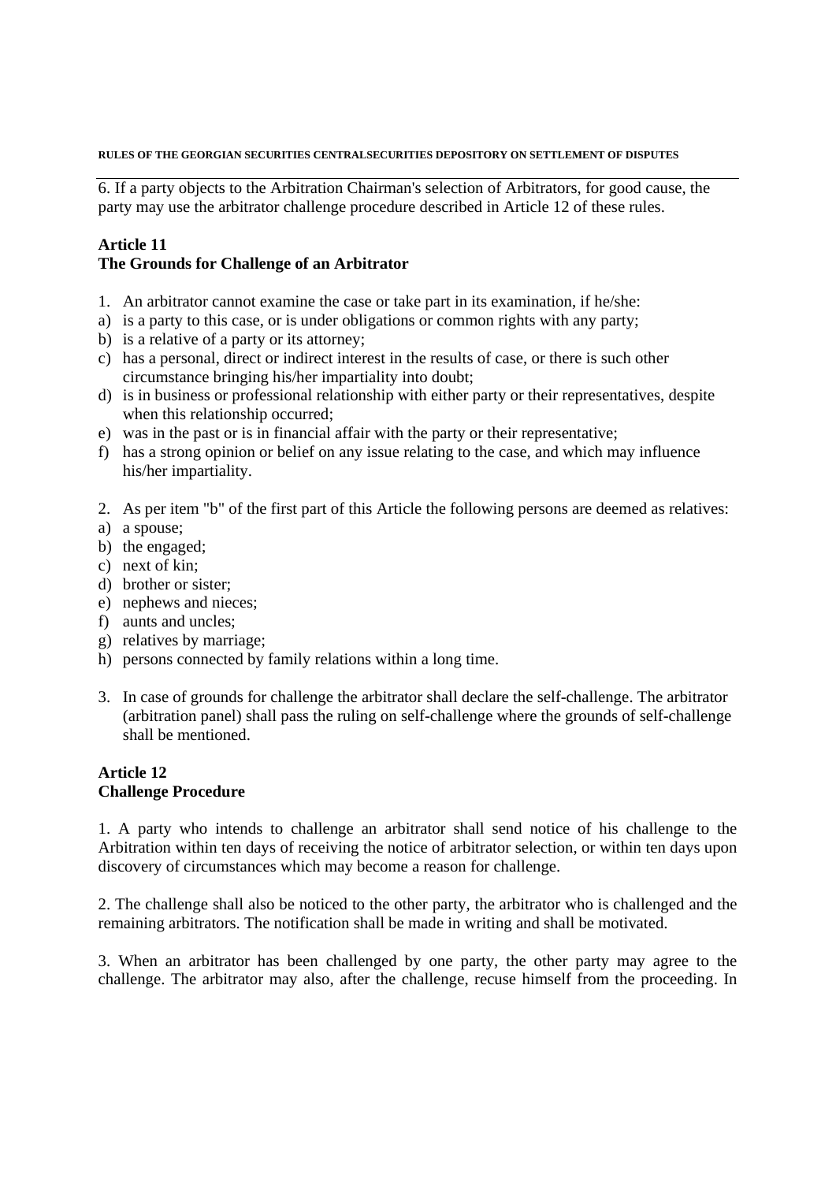6. If a party objects to the Arbitration Chairman's selection of Arbitrators, for good cause, the party may use the arbitrator challenge procedure described in Article 12 of these rules.

**Article 11**
**The Grounds for Challenge of an Arbitrator**

1. An arbitrator cannot examine the case or take part in its examination, if he/she:
a) is a party to this case, or is under obligations or common rights with any party;
b) is a relative of a party or its attorney;
c) has a personal, direct or indirect interest in the results of case, or there is such other circumstance bringing his/her impartiality into doubt;
d) is in business or professional relationship with either party or their representatives, despite when this relationship occurred;
e) was in the past or is in financial affair with the party or their representative;
f) has a strong opinion or belief on any issue relating to the case, and which may influence his/her impartiality.

2. As per item "b" of the first part of this Article the following persons are deemed as relatives:
a) a spouse;
b) the engaged;
c) next of kin;
d) brother or sister;
e) nephews and nieces;
f) aunts and uncles;
g) relatives by marriage;
h) persons connected by family relations within a long time.

3. In case of grounds for challenge the arbitrator shall declare the self-challenge. The arbitrator (arbitration panel) shall pass the ruling on self-challenge where the grounds of self-challenge shall be mentioned.

**Article 12**
**Challenge Procedure**

1. A party who intends to challenge an arbitrator shall send notice of his challenge to the Arbitration within ten days of receiving the notice of arbitrator selection, or within ten days upon discovery of circumstances which may become a reason for challenge.

2. The challenge shall also be noticed to the other party, the arbitrator who is challenged and the remaining arbitrators. The notification shall be made in writing and shall be motivated.

3. When an arbitrator has been challenged by one party, the other party may agree to the challenge. The arbitrator may also, after the challenge, recuse himself from the proceeding. In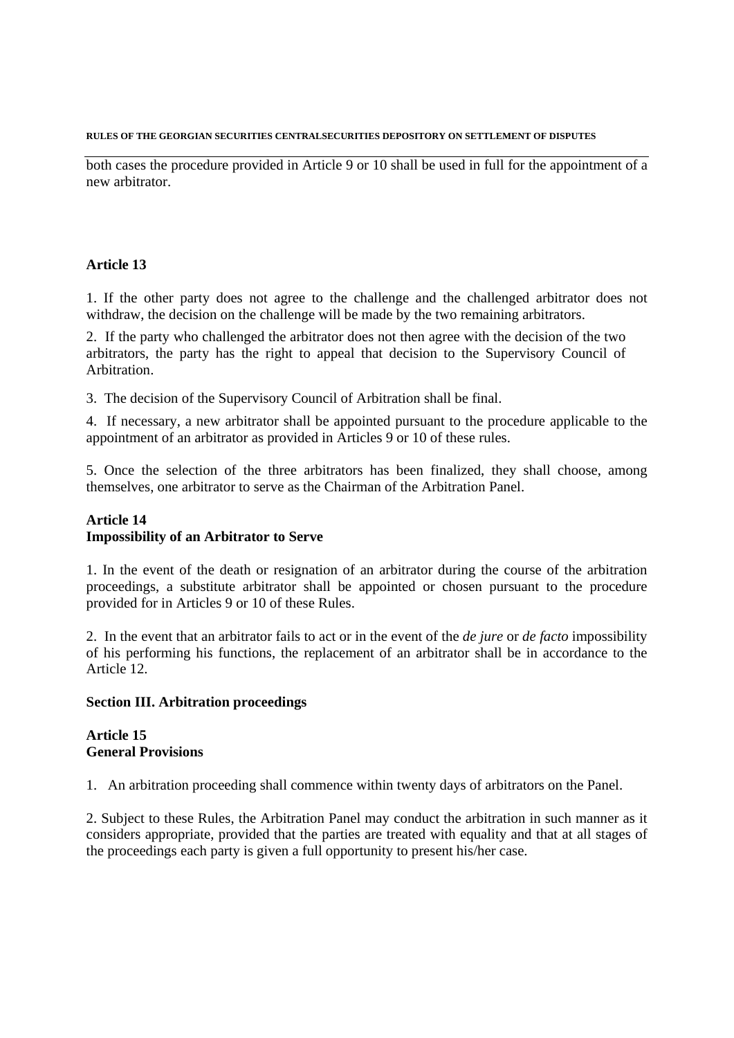both cases the procedure provided in Article 9 or 10 shall be used in full for the appointment of a new arbitrator.

**Article 13**

1. If the other party does not agree to the challenge and the challenged arbitrator does not withdraw, the decision on the challenge will be made by the two remaining arbitrators.

2. If the party who challenged the arbitrator does not then agree with the decision of the two arbitrators, the party has the right to appeal that decision to the Supervisory Council of Arbitration.

3. The decision of the Supervisory Council of Arbitration shall be final.

4. If necessary, a new arbitrator shall be appointed pursuant to the procedure applicable to the appointment of an arbitrator as provided in Articles 9 or 10 of these rules.

5. Once the selection of the three arbitrators has been finalized, they shall choose, among themselves, one arbitrator to serve as the Chairman of the Arbitration Panel.

**Article 14**
**Impossibility of an Arbitrator to Serve**

1. In the event of the death or resignation of an arbitrator during the course of the arbitration proceedings, a substitute arbitrator shall be appointed or chosen pursuant to the procedure provided for in Articles 9 or 10 of these Rules.

2. In the event that an arbitrator fails to act or in the event of the *de jure* or *de facto* impossibility of his performing his functions, the replacement of an arbitrator shall be in accordance to the Article 12.

**Section III. Arbitration proceedings**

**Article 15**
**General Provisions**

1. An arbitration proceeding shall commence within twenty days of arbitrators on the Panel.

2. Subject to these Rules, the Arbitration Panel may conduct the arbitration in such manner as it considers appropriate, provided that the parties are treated with equality and that at all stages of the proceedings each party is given a full opportunity to present his/her case.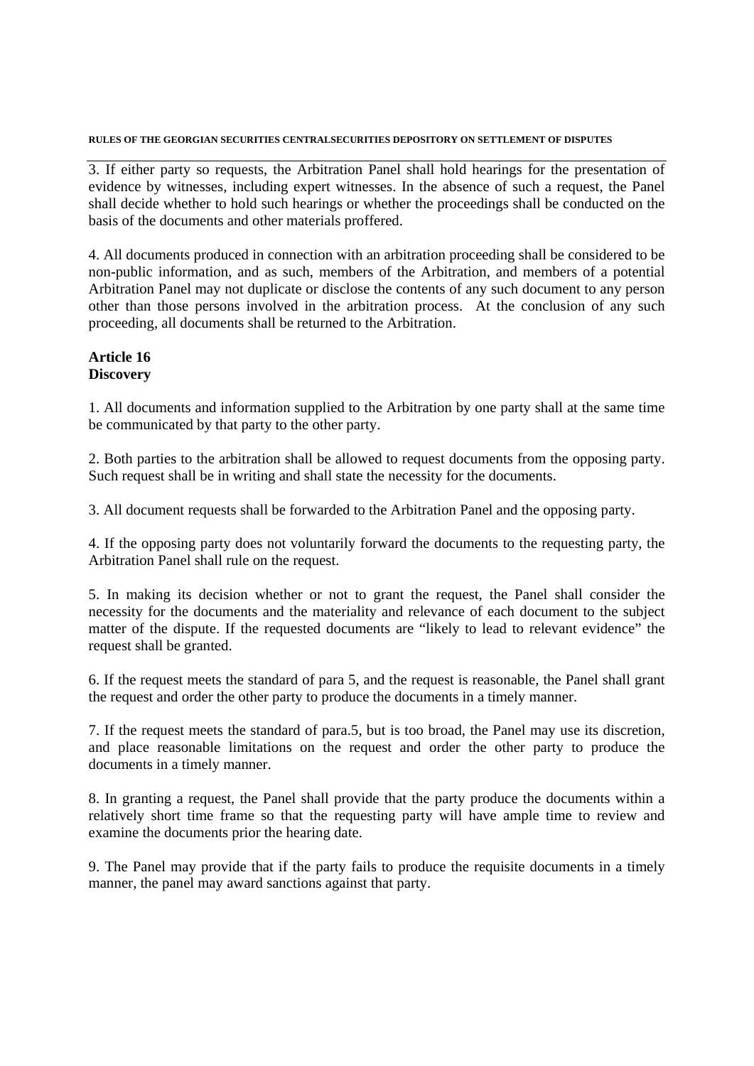3. If either party so requests, the Arbitration Panel shall hold hearings for the presentation of evidence by witnesses, including expert witnesses. In the absence of such a request, the Panel shall decide whether to hold such hearings or whether the proceedings shall be conducted on the basis of the documents and other materials proffered.

4. All documents produced in connection with an arbitration proceeding shall be considered to be non-public information, and as such, members of the Arbitration, and members of a potential Arbitration Panel may not duplicate or disclose the contents of any such document to any person other than those persons involved in the arbitration process. At the conclusion of any such proceeding, all documents shall be returned to the Arbitration.

**Article 16**
**Discovery**

1. All documents and information supplied to the Arbitration by one party shall at the same time be communicated by that party to the other party.

2. Both parties to the arbitration shall be allowed to request documents from the opposing party. Such request shall be in writing and shall state the necessity for the documents.

3. All document requests shall be forwarded to the Arbitration Panel and the opposing party.

4. If the opposing party does not voluntarily forward the documents to the requesting party, the Arbitration Panel shall rule on the request.

5. In making its decision whether or not to grant the request, the Panel shall consider the necessity for the documents and the materiality and relevance of each document to the subject matter of the dispute. If the requested documents are "likely to lead to relevant evidence" the request shall be granted.

6. If the request meets the standard of para 5, and the request is reasonable, the Panel shall grant the request and order the other party to produce the documents in a timely manner.

7. If the request meets the standard of para.5, but is too broad, the Panel may use its discretion, and place reasonable limitations on the request and order the other party to produce the documents in a timely manner.

8. In granting a request, the Panel shall provide that the party produce the documents within a relatively short time frame so that the requesting party will have ample time to review and examine the documents prior the hearing date.

9. The Panel may provide that if the party fails to produce the requisite documents in a timely manner, the panel may award sanctions against that party.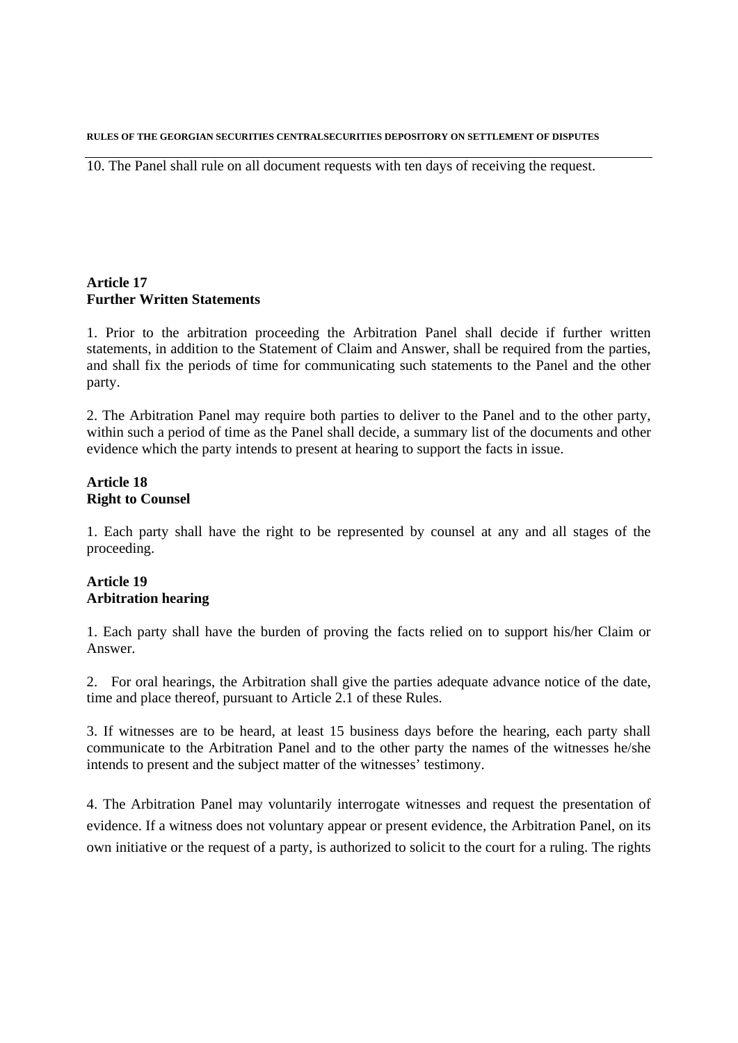10. The Panel shall rule on all document requests with ten days of receiving the request.

**Article 17**
**Further Written Statements**

1. Prior to the arbitration proceeding the Arbitration Panel shall decide if further written statements, in addition to the Statement of Claim and Answer, shall be required from the parties, and shall fix the periods of time for communicating such statements to the Panel and the other party.

2. The Arbitration Panel may require both parties to deliver to the Panel and to the other party, within such a period of time as the Panel shall decide, a summary list of the documents and other evidence which the party intends to present at hearing to support the facts in issue.

**Article 18**
**Right to Counsel**

1. Each party shall have the right to be represented by counsel at any and all stages of the proceeding.

**Article 19**
**Arbitration hearing**

1. Each party shall have the burden of proving the facts relied on to support his/her Claim or Answer.

2. For oral hearings, the Arbitration shall give the parties adequate advance notice of the date, time and place thereof, pursuant to Article 2.1 of these Rules.

3. If witnesses are to be heard, at least 15 business days before the hearing, each party shall communicate to the Arbitration Panel and to the other party the names of the witnesses he/she intends to present and the subject matter of the witnesses' testimony.

4. The Arbitration Panel may voluntarily interrogate witnesses and request the presentation of evidence. If a witness does not voluntary appear or present evidence, the Arbitration Panel, on its own initiative or the request of a party, is authorized to solicit to the court for a ruling. The rights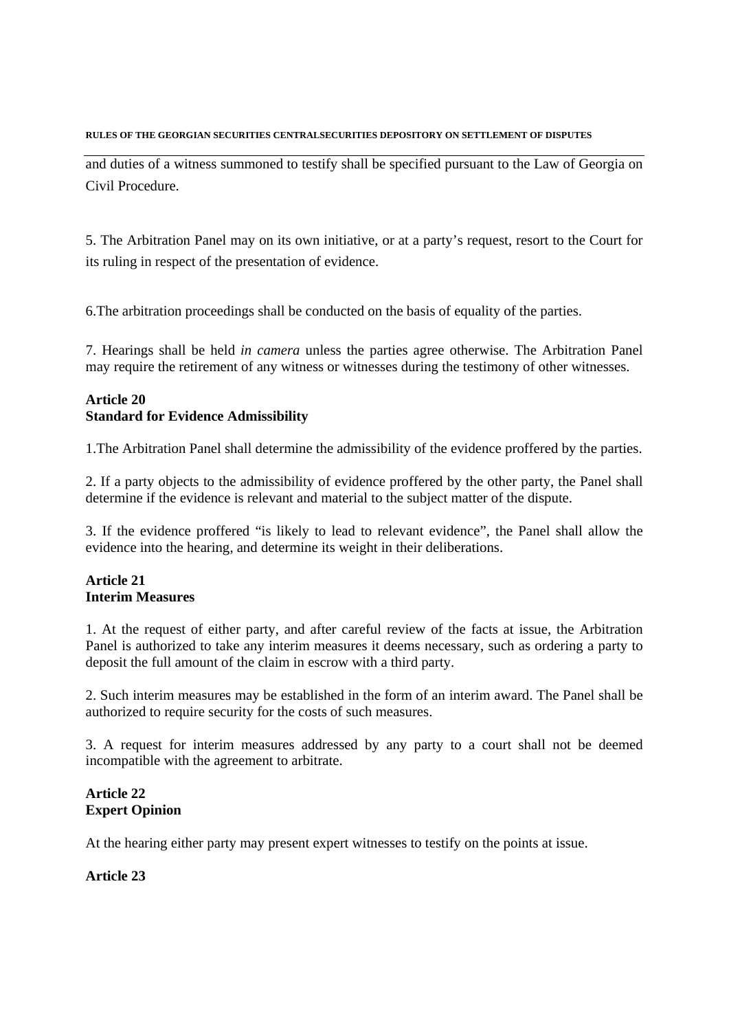and duties of a witness summoned to testify shall be specified pursuant to the Law of Georgia on Civil Procedure.

5. The Arbitration Panel may on its own initiative, or at a party's request, resort to the Court for its ruling in respect of the presentation of evidence.

6.The arbitration proceedings shall be conducted on the basis of equality of the parties.

7. Hearings shall be held *in camera* unless the parties agree otherwise. The Arbitration Panel may require the retirement of any witness or witnesses during the testimony of other witnesses.

**Article 20**
**Standard for Evidence Admissibility**

1.The Arbitration Panel shall determine the admissibility of the evidence proffered by the parties.

2. If a party objects to the admissibility of evidence proffered by the other party, the Panel shall determine if the evidence is relevant and material to the subject matter of the dispute.

3. If the evidence proffered "is likely to lead to relevant evidence", the Panel shall allow the evidence into the hearing, and determine its weight in their deliberations.

**Article 21**
**Interim Measures**

1. At the request of either party, and after careful review of the facts at issue, the Arbitration Panel is authorized to take any interim measures it deems necessary, such as ordering a party to deposit the full amount of the claim in escrow with a third party.

2. Such interim measures may be established in the form of an interim award. The Panel shall be authorized to require security for the costs of such measures.

3. A request for interim measures addressed by any party to a court shall not be deemed incompatible with the agreement to arbitrate.

**Article 22**
**Expert Opinion**

At the hearing either party may present expert witnesses to testify on the points at issue.

**Article 23**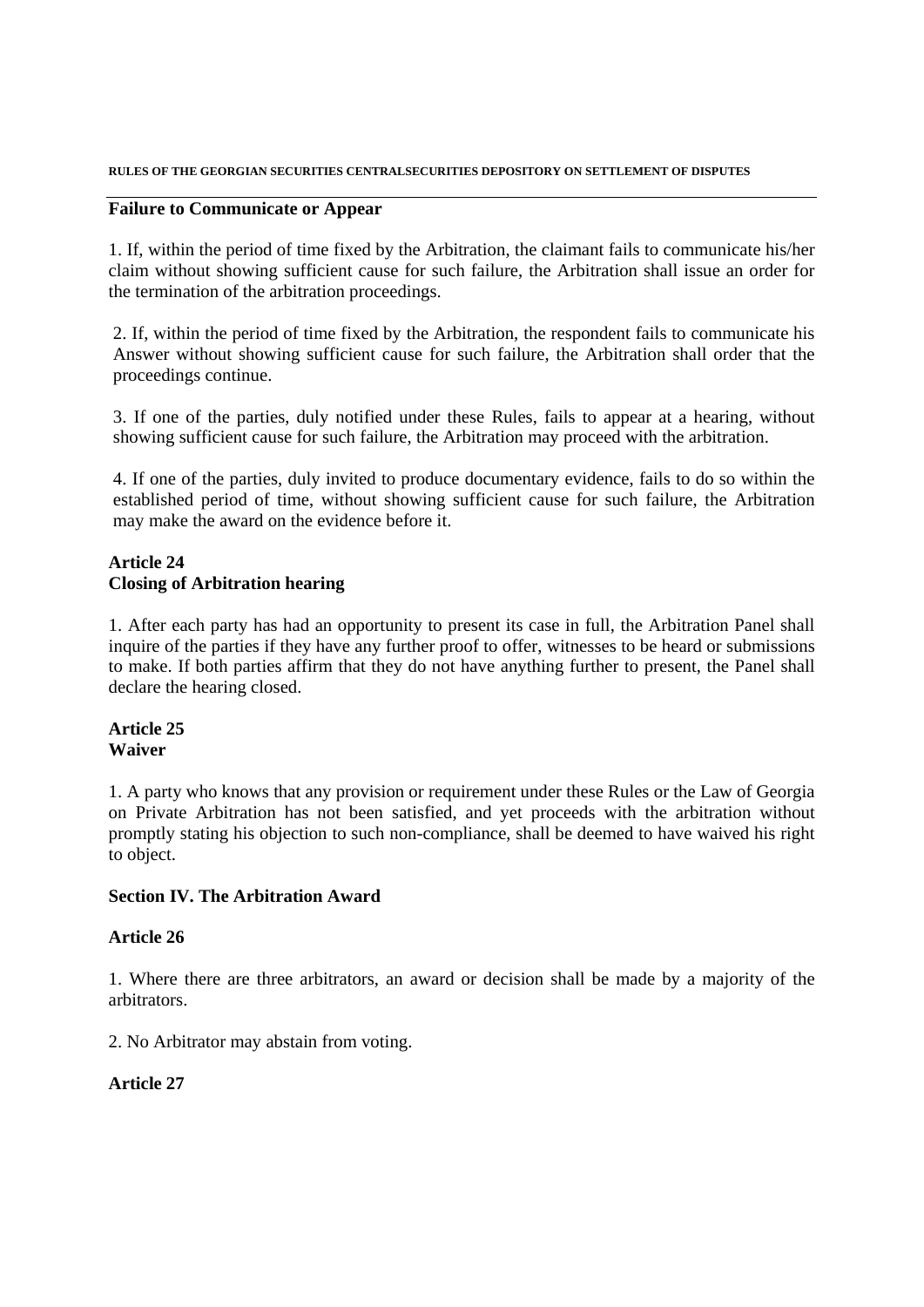**Failure to Communicate or Appear**

1. If, within the period of time fixed by the Arbitration, the claimant fails to communicate his/her claim without showing sufficient cause for such failure, the Arbitration shall issue an order for the termination of the arbitration proceedings.

2. If, within the period of time fixed by the Arbitration, the respondent fails to communicate his Answer without showing sufficient cause for such failure, the Arbitration shall order that the proceedings continue.

3. If one of the parties, duly notified under these Rules, fails to appear at a hearing, without showing sufficient cause for such failure, the Arbitration may proceed with the arbitration.

4. If one of the parties, duly invited to produce documentary evidence, fails to do so within the established period of time, without showing sufficient cause for such failure, the Arbitration may make the award on the evidence before it.

**Article 24**
**Closing of Arbitration hearing**

1. After each party has had an opportunity to present its case in full, the Arbitration Panel shall inquire of the parties if they have any further proof to offer, witnesses to be heard or submissions to make. If both parties affirm that they do not have anything further to present, the Panel shall declare the hearing closed.

**Article 25**
**Waiver**

1. A party who knows that any provision or requirement under these Rules or the Law of Georgia on Private Arbitration has not been satisfied, and yet proceeds with the arbitration without promptly stating his objection to such non-compliance, shall be deemed to have waived his right to object.

**Section IV. The Arbitration Award**

**Article 26**

1. Where there are three arbitrators, an award or decision shall be made by a majority of the arbitrators.

2. No Arbitrator may abstain from voting.

**Article 27**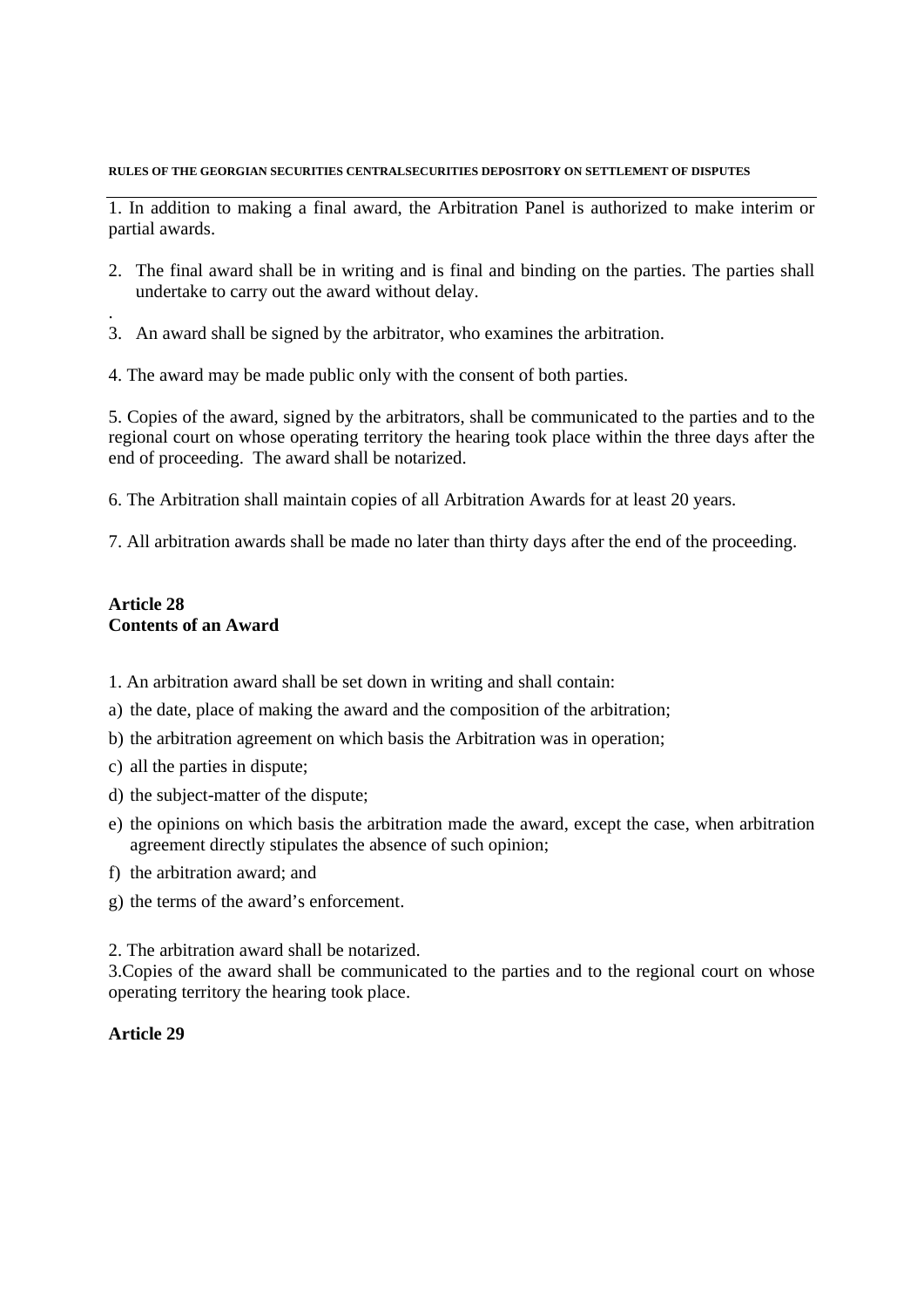1. In addition to making a final award, the Arbitration Panel is authorized to make interim or partial awards.

2. The final award shall be in writing and is final and binding on the parties. The parties shall undertake to carry out the award without delay.

.

3. An award shall be signed by the arbitrator, who examines the arbitration.

4. The award may be made public only with the consent of both parties.

5. Copies of the award, signed by the arbitrators, shall be communicated to the parties and to the regional court on whose operating territory the hearing took place within the three days after the end of proceeding. The award shall be notarized.

6. The Arbitration shall maintain copies of all Arbitration Awards for at least 20 years.

7. All arbitration awards shall be made no later than thirty days after the end of the proceeding.

**Article 28**
**Contents of an Award**

1. An arbitration award shall be set down in writing and shall contain:

a) the date, place of making the award and the composition of the arbitration;

b) the arbitration agreement on which basis the Arbitration was in operation;

c) all the parties in dispute;

d) the subject-matter of the dispute;

e) the opinions on which basis the arbitration made the award, except the case, when arbitration agreement directly stipulates the absence of such opinion;

f) the arbitration award; and

g) the terms of the award's enforcement.

2. The arbitration award shall be notarized.

3.Copies of the award shall be communicated to the parties and to the regional court on whose operating territory the hearing took place.

**Article 29**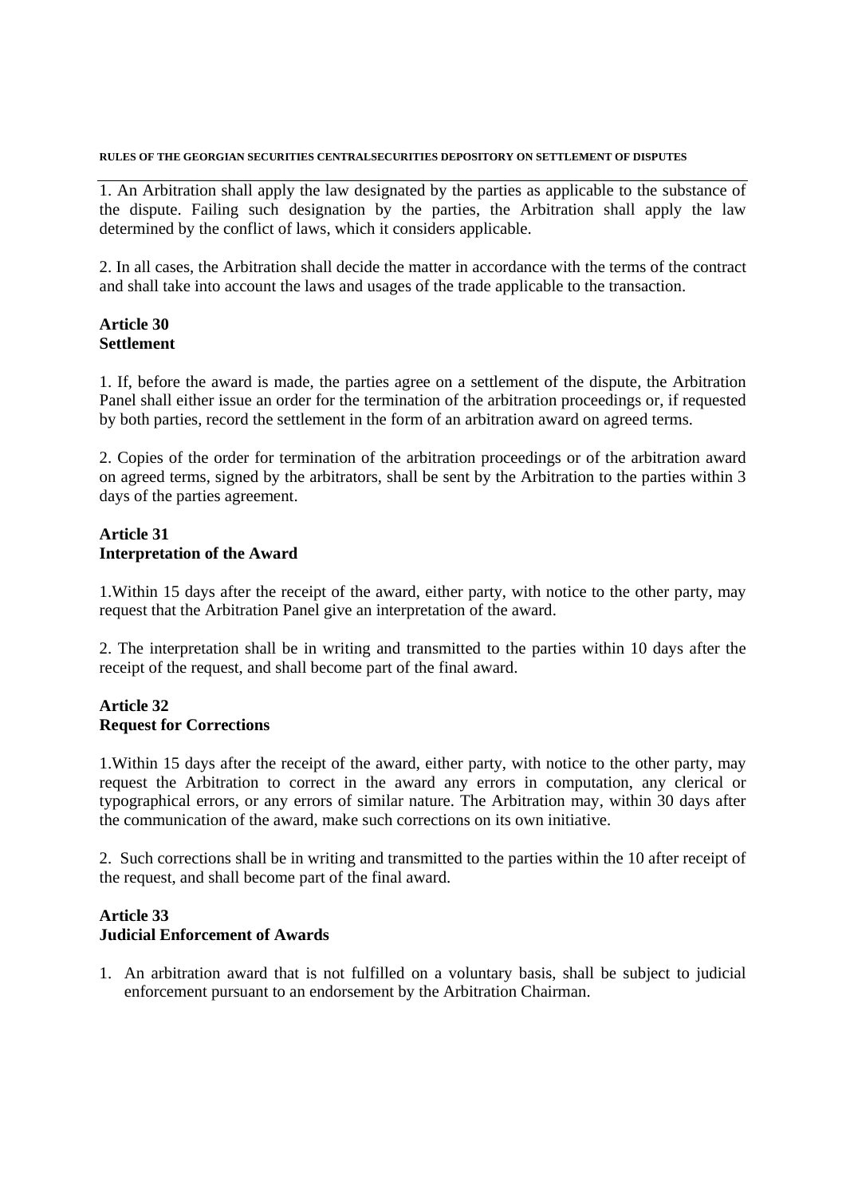1. An Arbitration shall apply the law designated by the parties as applicable to the substance of the dispute. Failing such designation by the parties, the Arbitration shall apply the law determined by the conflict of laws, which it considers applicable.

2. In all cases, the Arbitration shall decide the matter in accordance with the terms of the contract and shall take into account the laws and usages of the trade applicable to the transaction.

**Article 30**
**Settlement**

1. If, before the award is made, the parties agree on a settlement of the dispute, the Arbitration Panel shall either issue an order for the termination of the arbitration proceedings or, if requested by both parties, record the settlement in the form of an arbitration award on agreed terms.

2. Copies of the order for termination of the arbitration proceedings or of the arbitration award on agreed terms, signed by the arbitrators, shall be sent by the Arbitration to the parties within 3 days of the parties agreement.

**Article 31**
**Interpretation of the Award**

1.Within 15 days after the receipt of the award, either party, with notice to the other party, may request that the Arbitration Panel give an interpretation of the award.

2. The interpretation shall be in writing and transmitted to the parties within 10 days after the receipt of the request, and shall become part of the final award.

**Article 32**
**Request for Corrections**

1.Within 15 days after the receipt of the award, either party, with notice to the other party, may request the Arbitration to correct in the award any errors in computation, any clerical or typographical errors, or any errors of similar nature. The Arbitration may, within 30 days after the communication of the award, make such corrections on its own initiative.

2. Such corrections shall be in writing and transmitted to the parties within the 10 after receipt of the request, and shall become part of the final award.

**Article 33**
**Judicial Enforcement of Awards**

1. An arbitration award that is not fulfilled on a voluntary basis, shall be subject to judicial enforcement pursuant to an endorsement by the Arbitration Chairman.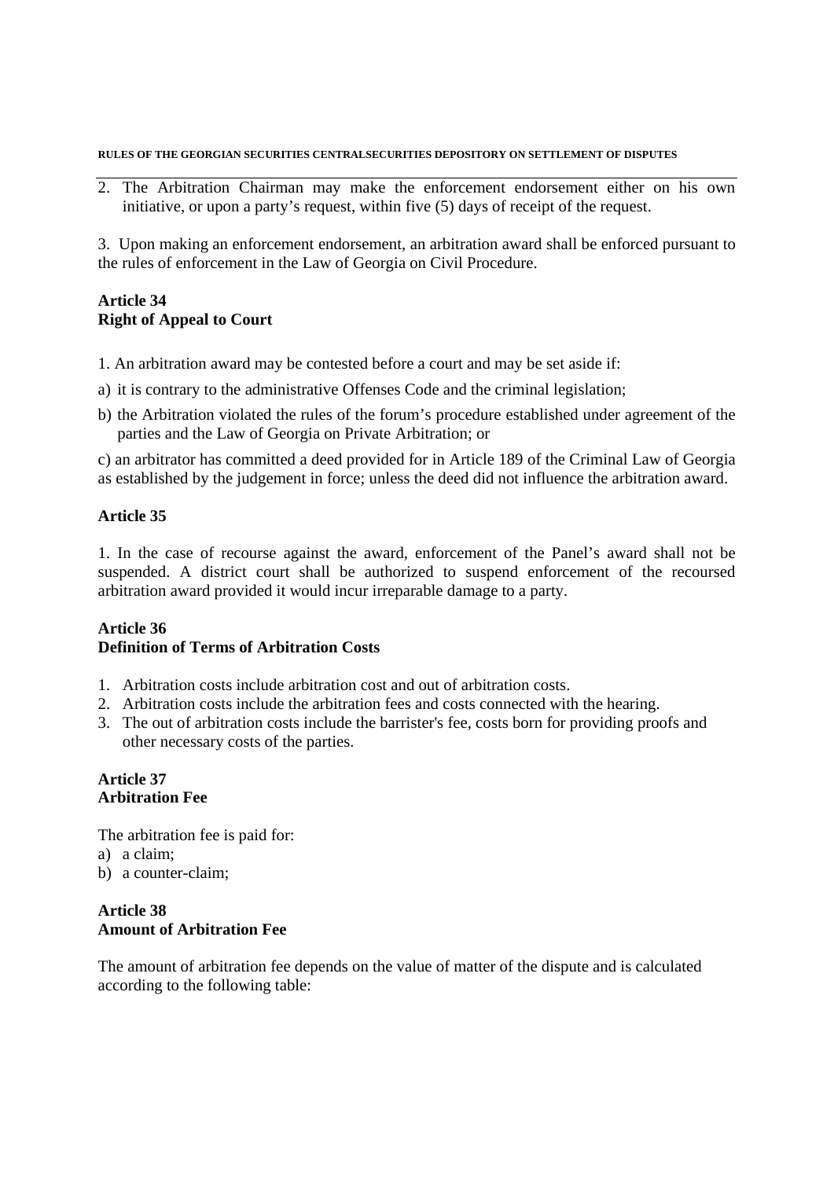2. The Arbitration Chairman may make the enforcement endorsement either on his own initiative, or upon a party's request, within five (5) days of receipt of the request.

3. Upon making an enforcement endorsement, an arbitration award shall be enforced pursuant to the rules of enforcement in the Law of Georgia on Civil Procedure.

**Article 34**
**Right of Appeal to Court**

1. An arbitration award may be contested before a court and may be set aside if:

a) it is contrary to the administrative Offenses Code and the criminal legislation;

b) the Arbitration violated the rules of the forum's procedure established under agreement of the parties and the Law of Georgia on Private Arbitration; or

c) an arbitrator has committed a deed provided for in Article 189 of the Criminal Law of Georgia as established by the judgement in force; unless the deed did not influence the arbitration award.

**Article 35**

1. In the case of recourse against the award, enforcement of the Panel's award shall not be suspended. A district court shall be authorized to suspend enforcement of the recoursed arbitration award provided it would incur irreparable damage to a party.

**Article 36**
**Definition of Terms of Arbitration Costs**

1. Arbitration costs include arbitration cost and out of arbitration costs.
2. Arbitration costs include the arbitration fees and costs connected with the hearing.
3. The out of arbitration costs include the barrister's fee, costs born for providing proofs and other necessary costs of the parties.

**Article 37**
**Arbitration Fee**

The arbitration fee is paid for:

a) a claim;
b) a counter-claim;

**Article 38**
**Amount of Arbitration Fee**

The amount of arbitration fee depends on the value of matter of the dispute and is calculated according to the following table: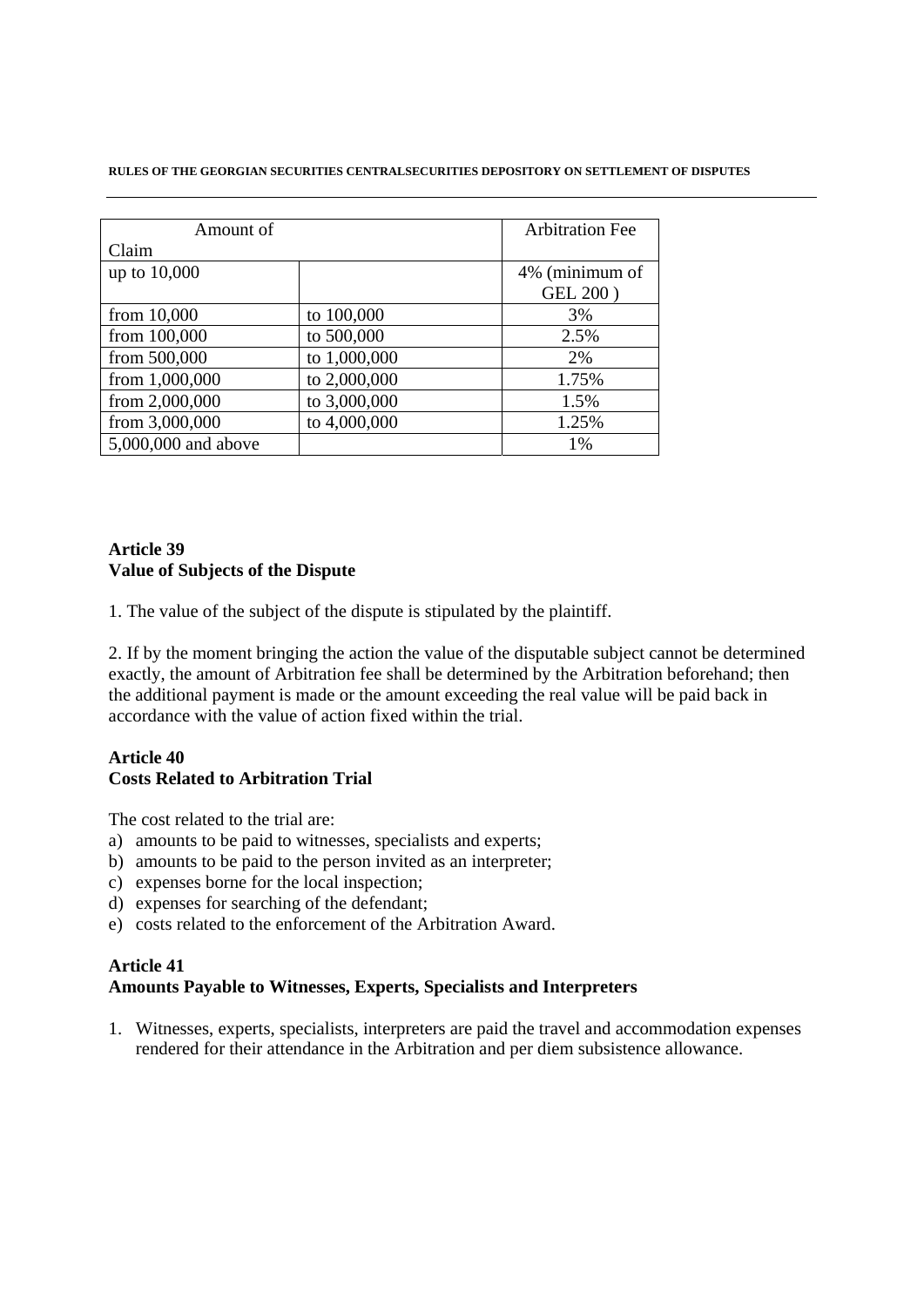| Amount of Claim | | Arbitration Fee |
|---|---|---|
| up to 10,000 | | 4% (minimum of GEL 200 ) |
| from 10,000 | to 100,000 | 3% |
| from 100,000 | to 500,000 | 2.5% |
| from 500,000 | to 1,000,000 | 2% |
| from 1,000,000 | to 2,000,000 | 1.75% |
| from 2,000,000 | to 3,000,000 | 1.5% |
| from 3,000,000 | to 4,000,000 | 1.25% |
| 5,000,000 and above | | 1% |

### Article 39
### Value of Subjects of the Dispute

1. The value of the subject of the dispute is stipulated by the plaintiff.

2. If by the moment bringing the action the value of the disputable subject cannot be determined exactly, the amount of Arbitration fee shall be determined by the Arbitration beforehand; then the additional payment is made or the amount exceeding the real value will be paid back in accordance with the value of action fixed within the trial.

### Article 40
### Costs Related to Arbitration Trial

The cost related to the trial are:

a) amounts to be paid to witnesses, specialists and experts;
b) amounts to be paid to the person invited as an interpreter;
c) expenses borne for the local inspection;
d) expenses for searching of the defendant;
e) costs related to the enforcement of the Arbitration Award.

### Article 41
### Amounts Payable to Witnesses, Experts, Specialists and Interpreters

1. Witnesses, experts, specialists, interpreters are paid the travel and accommodation expenses rendered for their attendance in the Arbitration and per diem subsistence allowance.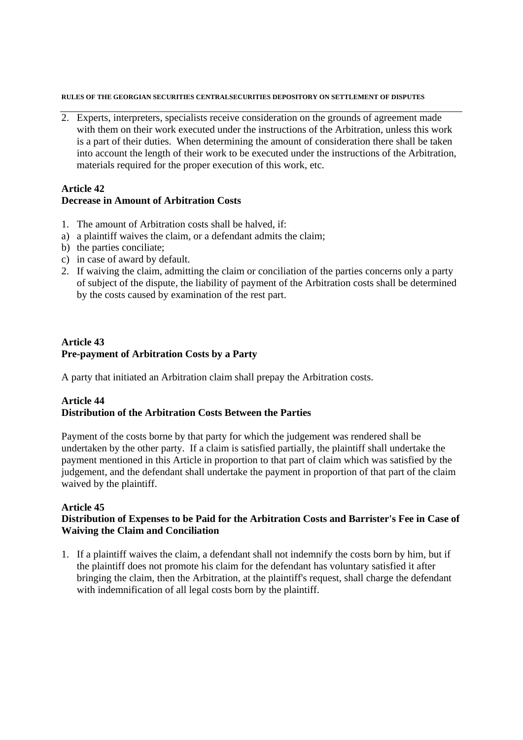2. Experts, interpreters, specialists receive consideration on the grounds of agreement made with them on their work executed under the instructions of the Arbitration, unless this work is a part of their duties. When determining the amount of consideration there shall be taken into account the length of their work to be executed under the instructions of the Arbitration, materials required for the proper execution of this work, etc.

**Article 42**
**Decrease in Amount of Arbitration Costs**

1. The amount of Arbitration costs shall be halved, if:

a) a plaintiff waives the claim, or a defendant admits the claim;
b) the parties conciliate;
c) in case of award by default.

2. If waiving the claim, admitting the claim or conciliation of the parties concerns only a party of subject of the dispute, the liability of payment of the Arbitration costs shall be determined by the costs caused by examination of the rest part.

**Article 43**
**Pre-payment of Arbitration Costs by a Party**

A party that initiated an Arbitration claim shall prepay the Arbitration costs.

**Article 44**
**Distribution of the Arbitration Costs Between the Parties**

Payment of the costs borne by that party for which the judgement was rendered shall be undertaken by the other party. If a claim is satisfied partially, the plaintiff shall undertake the payment mentioned in this Article in proportion to that part of claim which was satisfied by the judgement, and the defendant shall undertake the payment in proportion of that part of the claim waived by the plaintiff.

**Article 45**
**Distribution of Expenses to be Paid for the Arbitration Costs and Barrister's Fee in Case of Waiving the Claim and Conciliation**

1. If a plaintiff waives the claim, a defendant shall not indemnify the costs born by him, but if the plaintiff does not promote his claim for the defendant has voluntary satisfied it after bringing the claim, then the Arbitration, at the plaintiff's request, shall charge the defendant with indemnification of all legal costs born by the plaintiff.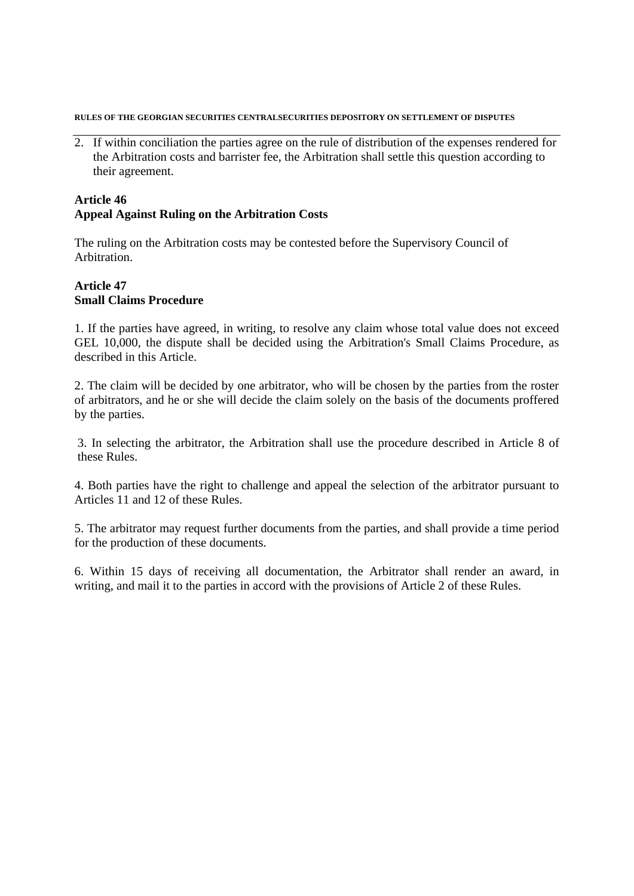2. If within conciliation the parties agree on the rule of distribution of the expenses rendered for the Arbitration costs and barrister fee, the Arbitration shall settle this question according to their agreement.

**Article 46**
**Appeal Against Ruling on the Arbitration Costs**

The ruling on the Arbitration costs may be contested before the Supervisory Council of Arbitration.

**Article 47**
**Small Claims Procedure**

1. If the parties have agreed, in writing, to resolve any claim whose total value does not exceed GEL 10,000, the dispute shall be decided using the Arbitration's Small Claims Procedure, as described in this Article.

2. The claim will be decided by one arbitrator, who will be chosen by the parties from the roster of arbitrators, and he or she will decide the claim solely on the basis of the documents proffered by the parties.

3. In selecting the arbitrator, the Arbitration shall use the procedure described in Article 8 of these Rules.

4. Both parties have the right to challenge and appeal the selection of the arbitrator pursuant to Articles 11 and 12 of these Rules.

5. The arbitrator may request further documents from the parties, and shall provide a time period for the production of these documents.

6. Within 15 days of receiving all documentation, the Arbitrator shall render an award, in writing, and mail it to the parties in accord with the provisions of Article 2 of these Rules.